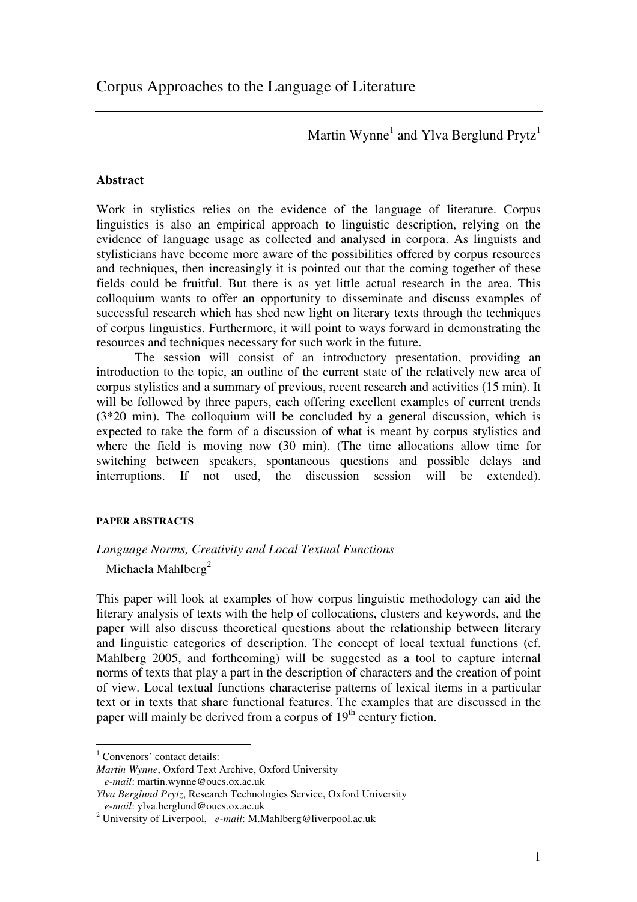# Corpus Approaches to the Language of Literature

Martin Wynne[1] and Ylva Berglund Prytz[1]

## Abstract

Work in stylistics relies on the evidence of the language of literature. Corpus linguistics is also an empirical approach to linguistic description, relying on the evidence of language usage as collected and analysed in corpora. As linguists and stylisticians have become more aware of the possibilities offered by corpus resources and techniques, then increasingly it is pointed out that the coming together of these fields could be fruitful. But there is as yet little actual research in the area. This colloquium wants to offer an opportunity to disseminate and discuss examples of successful research which has shed new light on literary texts through the techniques of corpus linguistics. Furthermore, it will point to ways forward in demonstrating the resources and techniques necessary for such work in the future.

The session will consist of an introductory presentation, providing an introduction to the topic, an outline of the current state of the relatively new area of corpus stylistics and a summary of previous, recent research and activities (15 min). It will be followed by three papers, each offering excellent examples of current trends (3*20 min). The colloquium will be concluded by a general discussion, which is expected to take the form of a discussion of what is meant by corpus stylistics and where the field is moving now (30 min). (The time allocations allow time for switching between speakers, spontaneous questions and possible delays and interruptions. If not used, the discussion session will be extended).

### PAPER ABSTRACTS

*Language Norms, Creativity and Local Textual Functions*

Michaela Mahlberg[2]

This paper will look at examples of how corpus linguistic methodology can aid the literary analysis of texts with the help of collocations, clusters and keywords, and the paper will also discuss theoretical questions about the relationship between literary and linguistic categories of description. The concept of local textual functions (cf. Mahlberg 2005, and forthcoming) will be suggested as a tool to capture internal norms of texts that play a part in the description of characters and the creation of point of view. Local textual functions characterise patterns of lexical items in a particular text or in texts that share functional features. The examples that are discussed in the paper will mainly be derived from a corpus of 19th century fiction.

---

[1] Convenors' contact details:
*Martin Wynne*, Oxford Text Archive, Oxford University
*e-mail*: martin.wynne@oucs.ox.ac.uk
*Ylva Berglund Prytz*, Research Technologies Service, Oxford University
*e-mail*: ylva.berglund@oucs.ox.ac.uk

[2] University of Liverpool, *e-mail*: M.Mahlberg@liverpool.ac.uk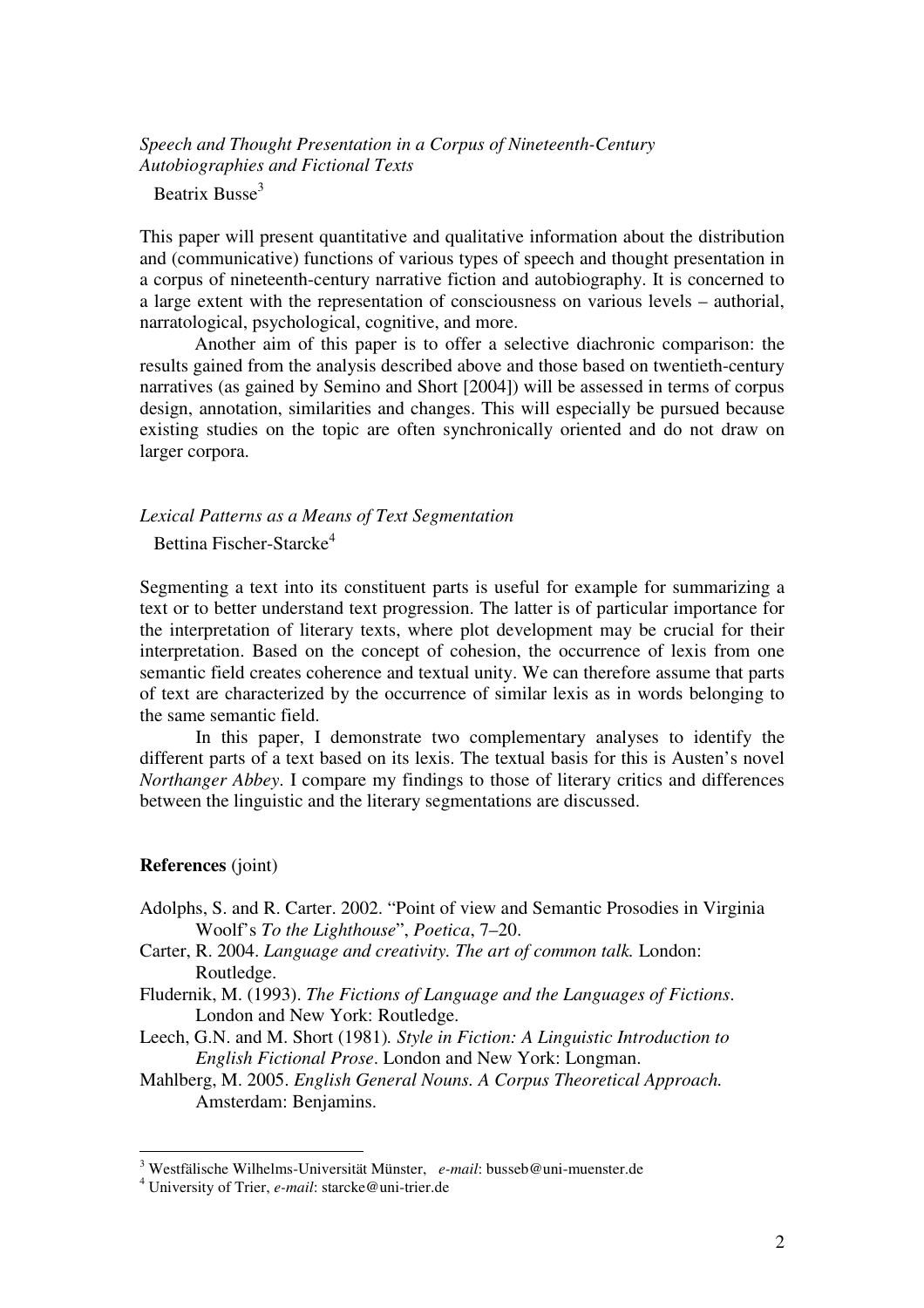*Speech and Thought Presentation in a Corpus of Nineteenth-Century Autobiographies and Fictional Texts*

Beatrix Busse[3]

This paper will present quantitative and qualitative information about the distribution and (communicative) functions of various types of speech and thought presentation in a corpus of nineteenth-century narrative fiction and autobiography. It is concerned to a large extent with the representation of consciousness on various levels – authorial, narratological, psychological, cognitive, and more.

Another aim of this paper is to offer a selective diachronic comparison: the results gained from the analysis described above and those based on twentieth-century narratives (as gained by Semino and Short [2004]) will be assessed in terms of corpus design, annotation, similarities and changes. This will especially be pursued because existing studies on the topic are often synchronically oriented and do not draw on larger corpora.

*Lexical Patterns as a Means of Text Segmentation*

Bettina Fischer-Starcke[4]

Segmenting a text into its constituent parts is useful for example for summarizing a text or to better understand text progression. The latter is of particular importance for the interpretation of literary texts, where plot development may be crucial for their interpretation. Based on the concept of cohesion, the occurrence of lexis from one semantic field creates coherence and textual unity. We can therefore assume that parts of text are characterized by the occurrence of similar lexis as in words belonging to the same semantic field.

In this paper, I demonstrate two complementary analyses to identify the different parts of a text based on its lexis. The textual basis for this is Austen's novel *Northanger Abbey*. I compare my findings to those of literary critics and differences between the linguistic and the literary segmentations are discussed.

**References** (joint)

Adolphs, S. and R. Carter. 2002. "Point of view and Semantic Prosodies in Virginia Woolf's *To the Lighthouse*", *Poetica*, 7–20.

Carter, R. 2004. *Language and creativity. The art of common talk.* London: Routledge.

Fludernik, M. (1993). *The Fictions of Language and the Languages of Fictions*. London and New York: Routledge.

Leech, G.N. and M. Short (1981). *Style in Fiction: A Linguistic Introduction to English Fictional Prose*. London and New York: Longman.

Mahlberg, M. 2005. *English General Nouns. A Corpus Theoretical Approach.* Amsterdam: Benjamins.

---

[3] Westfälische Wilhelms-Universität Münster, *e-mail*: busseb@uni-muenster.de

[4] University of Trier, *e-mail*: starcke@uni-trier.de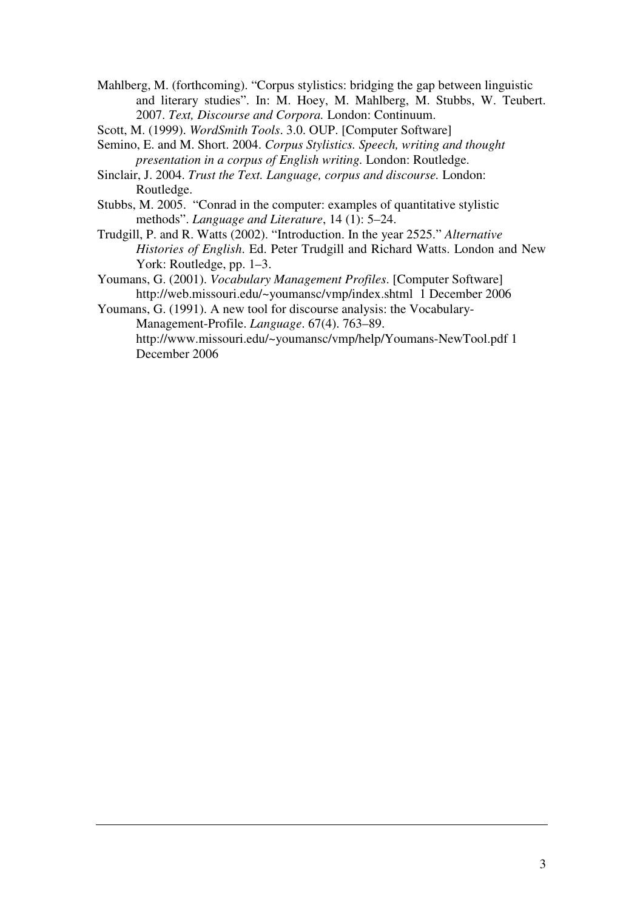Mahlberg, M. (forthcoming). "Corpus stylistics: bridging the gap between linguistic and literary studies". In: M. Hoey, M. Mahlberg, M. Stubbs, W. Teubert. 2007. *Text, Discourse and Corpora.* London: Continuum.

Scott, M. (1999). *WordSmith Tools*. 3.0. OUP. [Computer Software]

Semino, E. and M. Short. 2004. *Corpus Stylistics. Speech, writing and thought presentation in a corpus of English writing.* London: Routledge.

Sinclair, J. 2004. *Trust the Text. Language, corpus and discourse.* London: Routledge.

Stubbs, M. 2005. "Conrad in the computer: examples of quantitative stylistic methods". *Language and Literature*, 14 (1): 5–24.

Trudgill, P. and R. Watts (2002). "Introduction. In the year 2525." *Alternative Histories of English*. Ed. Peter Trudgill and Richard Watts. London and New York: Routledge, pp. 1–3.

Youmans, G. (2001). *Vocabulary Management Profiles*. [Computer Software] http://web.missouri.edu/~youmansc/vmp/index.shtml 1 December 2006

Youmans, G. (1991). A new tool for discourse analysis: the Vocabulary-Management-Profile. *Language*. 67(4). 763–89. http://www.missouri.edu/~youmansc/vmp/help/Youmans-NewTool.pdf 1 December 2006